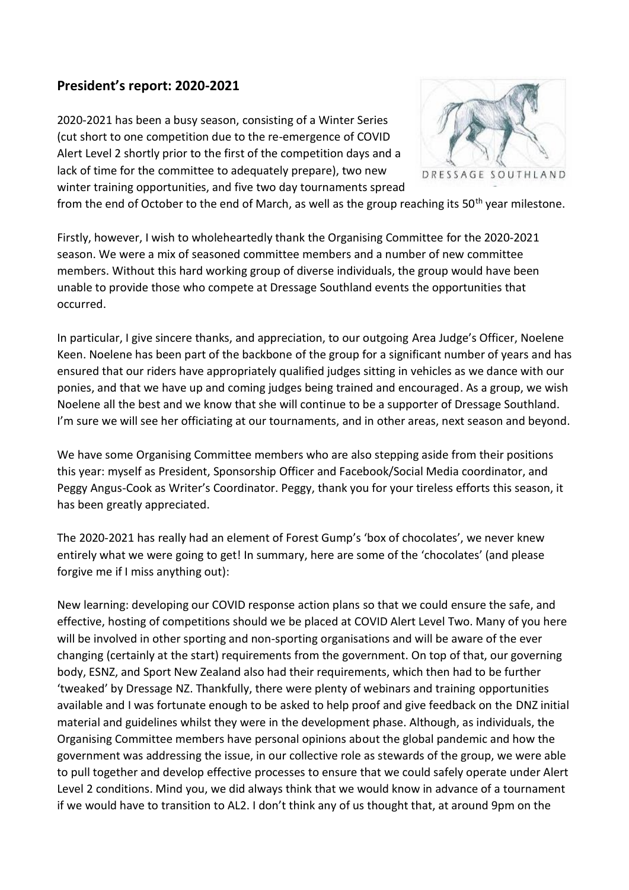## President's report: 2020-2021

2020-2021 has been a busy season, consisting of a Winter Series (cut short to one competition due to the re-emergence of COVID Alert Level 2 shortly prior to the first of the competition days and a lack of time for the committee to adequately prepare), two new winter training opportunities, and five two day tournaments spread from the end of October to the end of March, as well as the group reaching its 50th year milestone.

Firstly, however, I wish to wholeheartedly thank the Organising Committee for the 2020-2021 season. We were a mix of seasoned committee members and a number of new committee members. Without this hard working group of diverse individuals, the group would have been unable to provide those who compete at Dressage Southland events the opportunities that occurred.

In particular, I give sincere thanks, and appreciation, to our outgoing Area Judge's Officer, Noelene Keen. Noelene has been part of the backbone of the group for a significant number of years and has ensured that our riders have appropriately qualified judges sitting in vehicles as we dance with our ponies, and that we have up and coming judges being trained and encouraged. As a group, we wish Noelene all the best and we know that she will continue to be a supporter of Dressage Southland. I'm sure we will see her officiating at our tournaments, and in other areas, next season and beyond.

We have some Organising Committee members who are also stepping aside from their positions this year: myself as President, Sponsorship Officer and Facebook/Social Media coordinator, and Peggy Angus-Cook as Writer's Coordinator. Peggy, thank you for your tireless efforts this season, it has been greatly appreciated.

The 2020-2021 has really had an element of Forest Gump's 'box of chocolates', we never knew entirely what we were going to get! In summary, here are some of the 'chocolates' (and please forgive me if I miss anything out):

New learning: developing our COVID response action plans so that we could ensure the safe, and effective, hosting of competitions should we be placed at COVID Alert Level Two. Many of you here will be involved in other sporting and non-sporting organisations and will be aware of the ever changing (certainly at the start) requirements from the government. On top of that, our governing body, ESNZ, and Sport New Zealand also had their requirements, which then had to be further 'tweaked' by Dressage NZ. Thankfully, there were plenty of webinars and training opportunities available and I was fortunate enough to be asked to help proof and give feedback on the DNZ initial material and guidelines whilst they were in the development phase. Although, as individuals, the Organising Committee members have personal opinions about the global pandemic and how the government was addressing the issue, in our collective role as stewards of the group, we were able to pull together and develop effective processes to ensure that we could safely operate under Alert Level 2 conditions. Mind you, we did always think that we would know in advance of a tournament if we would have to transition to AL2. I don't think any of us thought that, at around 9pm on the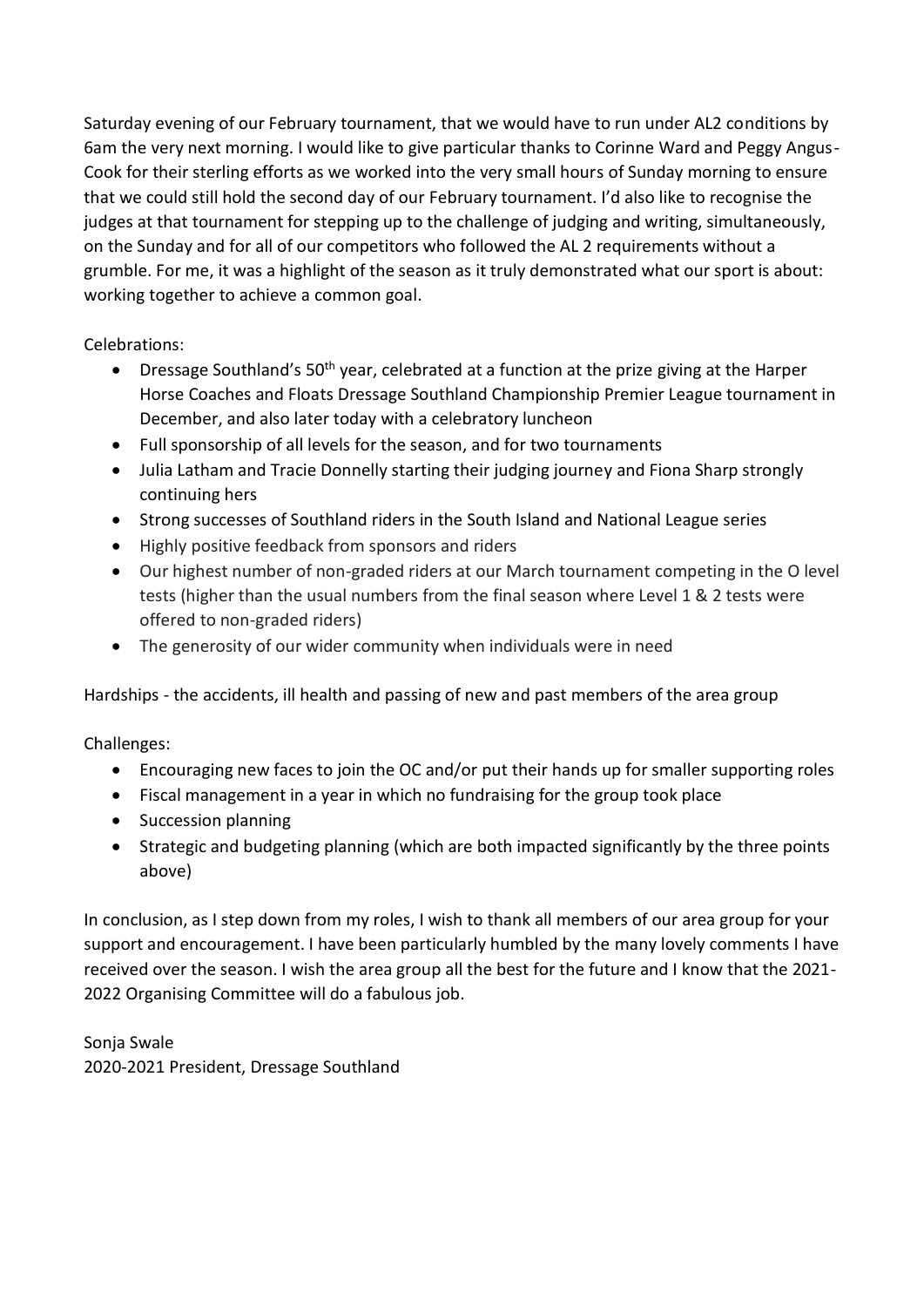Saturday evening of our February tournament, that we would have to run under AL2 conditions by 6am the very next morning. I would like to give particular thanks to Corinne Ward and Peggy Angus-Cook for their sterling efforts as we worked into the very small hours of Sunday morning to ensure that we could still hold the second day of our February tournament. I'd also like to recognise the judges at that tournament for stepping up to the challenge of judging and writing, simultaneously, on the Sunday and for all of our competitors who followed the AL 2 requirements without a grumble. For me, it was a highlight of the season as it truly demonstrated what our sport is about: working together to achieve a common goal.

Celebrations:

- Dressage Southland's 50th year, celebrated at a function at the prize giving at the Harper Horse Coaches and Floats Dressage Southland Championship Premier League tournament in December, and also later today with a celebratory luncheon
- Full sponsorship of all levels for the season, and for two tournaments
- Julia Latham and Tracie Donnelly starting their judging journey and Fiona Sharp strongly continuing hers
- Strong successes of Southland riders in the South Island and National League series
- Highly positive feedback from sponsors and riders
- Our highest number of non-graded riders at our March tournament competing in the O level tests (higher than the usual numbers from the final season where Level 1 & 2 tests were offered to non-graded riders)
- The generosity of our wider community when individuals were in need

Hardships - the accidents, ill health and passing of new and past members of the area group

Challenges:

- Encouraging new faces to join the OC and/or put their hands up for smaller supporting roles
- Fiscal management in a year in which no fundraising for the group took place
- Succession planning
- Strategic and budgeting planning (which are both impacted significantly by the three points above)

In conclusion, as I step down from my roles, I wish to thank all members of our area group for your support and encouragement. I have been particularly humbled by the many lovely comments I have received over the season. I wish the area group all the best for the future and I know that the 2021-2022 Organising Committee will do a fabulous job.

Sonja Swale
2020-2021 President, Dressage Southland